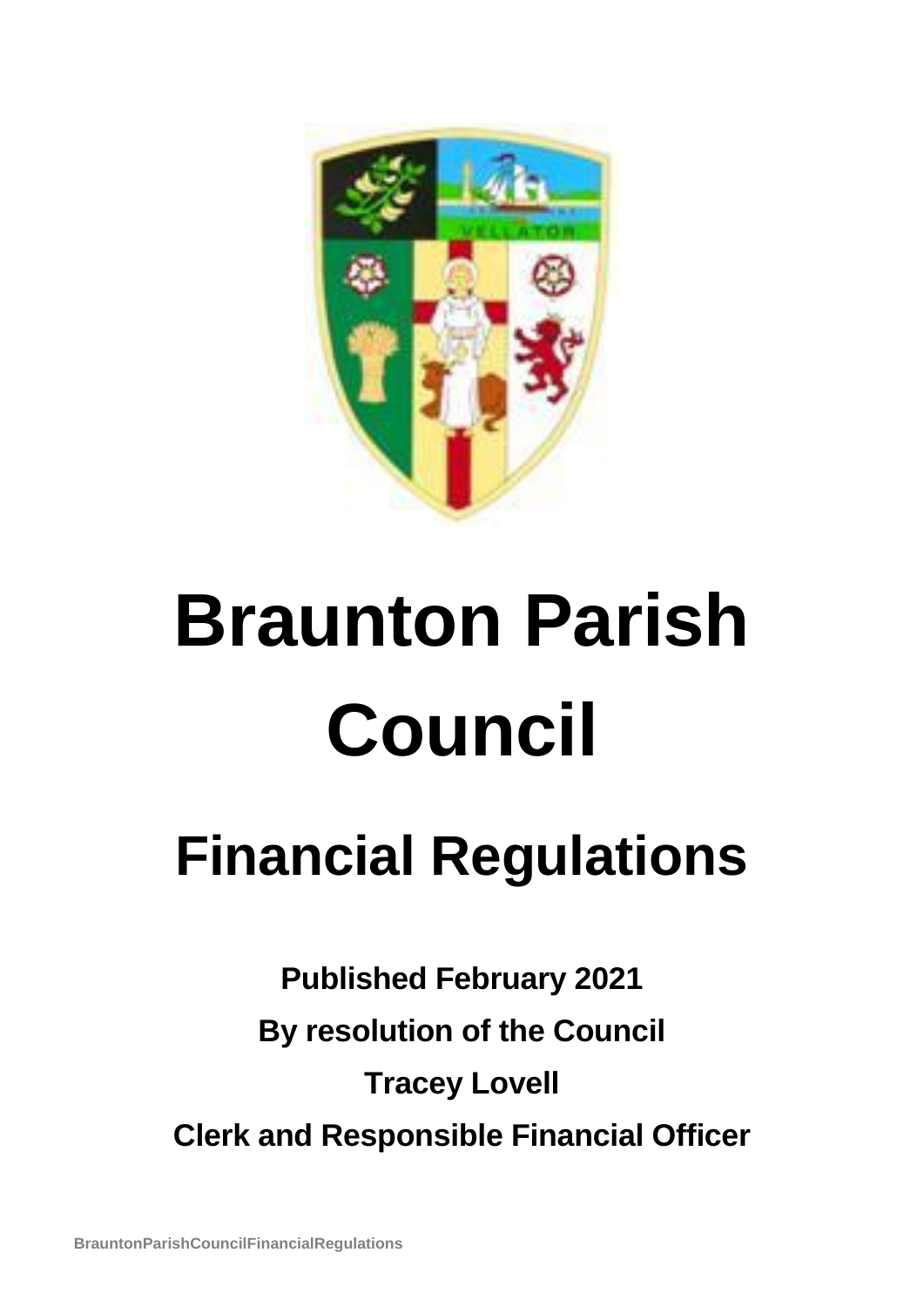# Braunton Parish Council

## Financial Regulations

**Published February 2021**

**By resolution of the Council**

**Tracey Lovell**

**Clerk and Responsible Financial Officer**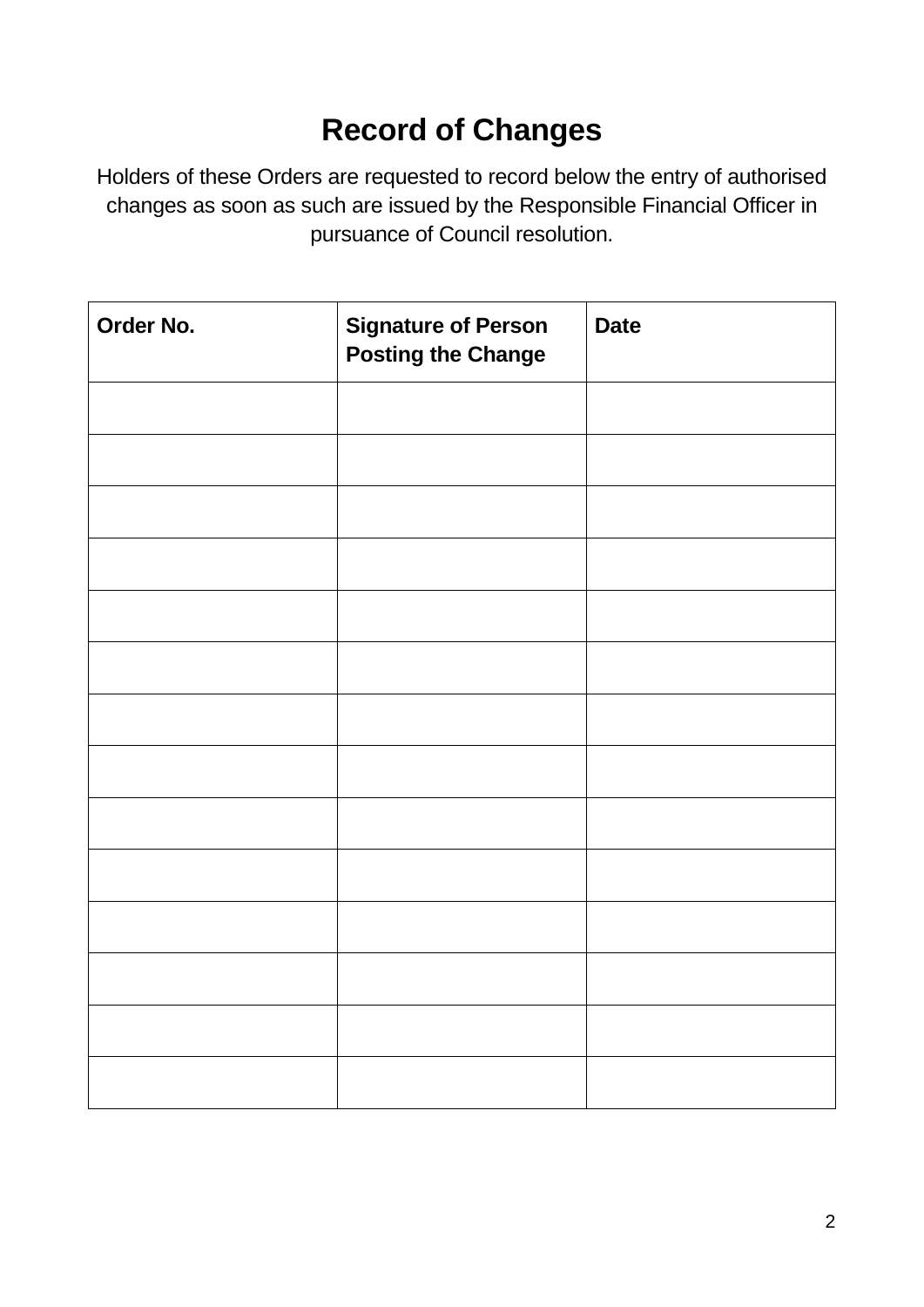# Record of Changes

Holders of these Orders are requested to record below the entry of authorised changes as soon as such are issued by the Responsible Financial Officer in pursuance of Council resolution.

| Order No. | Signature of Person Posting the Change | Date |
|---|---|---|
| | | |
| | | |
| | | |
| | | |
| | | |
| | | |
| | | |
| | | |
| | | |
| | | |
| | | |
| | | |
| | | |
| | | |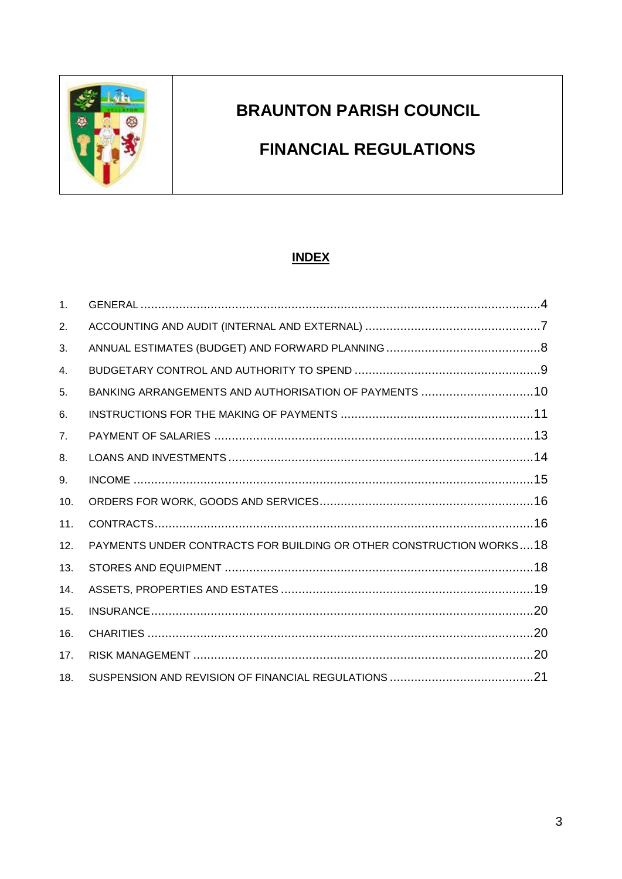# BRAUNTON PARISH COUNCIL

# FINANCIAL REGULATIONS

## INDEX

| | | |
|---|---|---|
| 1. | GENERAL | 4 |
| 2. | ACCOUNTING AND AUDIT (INTERNAL AND EXTERNAL) | 7 |
| 3. | ANNUAL ESTIMATES (BUDGET) AND FORWARD PLANNING | 8 |
| 4. | BUDGETARY CONTROL AND AUTHORITY TO SPEND | 9 |
| 5. | BANKING ARRANGEMENTS AND AUTHORISATION OF PAYMENTS | 10 |
| 6. | INSTRUCTIONS FOR THE MAKING OF PAYMENTS | 11 |
| 7. | PAYMENT OF SALARIES | 13 |
| 8. | LOANS AND INVESTMENTS | 14 |
| 9. | INCOME | 15 |
| 10. | ORDERS FOR WORK, GOODS AND SERVICES | 16 |
| 11. | CONTRACTS | 16 |
| 12. | PAYMENTS UNDER CONTRACTS FOR BUILDING OR OTHER CONSTRUCTION WORKS | 18 |
| 13. | STORES AND EQUIPMENT | 18 |
| 14. | ASSETS, PROPERTIES AND ESTATES | 19 |
| 15. | INSURANCE | 20 |
| 16. | CHARITIES | 20 |
| 17. | RISK MANAGEMENT | 20 |
| 18. | SUSPENSION AND REVISION OF FINANCIAL REGULATIONS | 21 |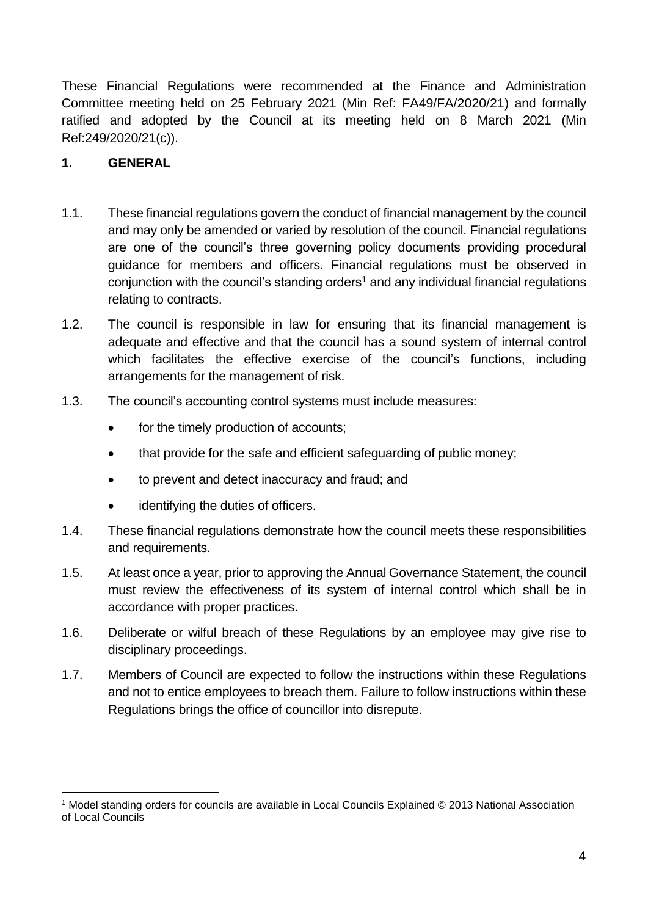These Financial Regulations were recommended at the Finance and Administration Committee meeting held on 25 February 2021 (Min Ref: FA49/FA/2020/21) and formally ratified and adopted by the Council at its meeting held on 8 March 2021 (Min Ref:249/2020/21(c)).

## 1. GENERAL

1.1. These financial regulations govern the conduct of financial management by the council and may only be amended or varied by resolution of the council. Financial regulations are one of the council's three governing policy documents providing procedural guidance for members and officers. Financial regulations must be observed in conjunction with the council's standing orders[1] and any individual financial regulations relating to contracts.

1.2. The council is responsible in law for ensuring that its financial management is adequate and effective and that the council has a sound system of internal control which facilitates the effective exercise of the council's functions, including arrangements for the management of risk.

1.3. The council's accounting control systems must include measures:

- for the timely production of accounts;
- that provide for the safe and efficient safeguarding of public money;
- to prevent and detect inaccuracy and fraud; and
- identifying the duties of officers.

1.4. These financial regulations demonstrate how the council meets these responsibilities and requirements.

1.5. At least once a year, prior to approving the Annual Governance Statement, the council must review the effectiveness of its system of internal control which shall be in accordance with proper practices.

1.6. Deliberate or wilful breach of these Regulations by an employee may give rise to disciplinary proceedings.

1.7. Members of Council are expected to follow the instructions within these Regulations and not to entice employees to breach them. Failure to follow instructions within these Regulations brings the office of councillor into disrepute.

---

[1] Model standing orders for councils are available in Local Councils Explained © 2013 National Association of Local Councils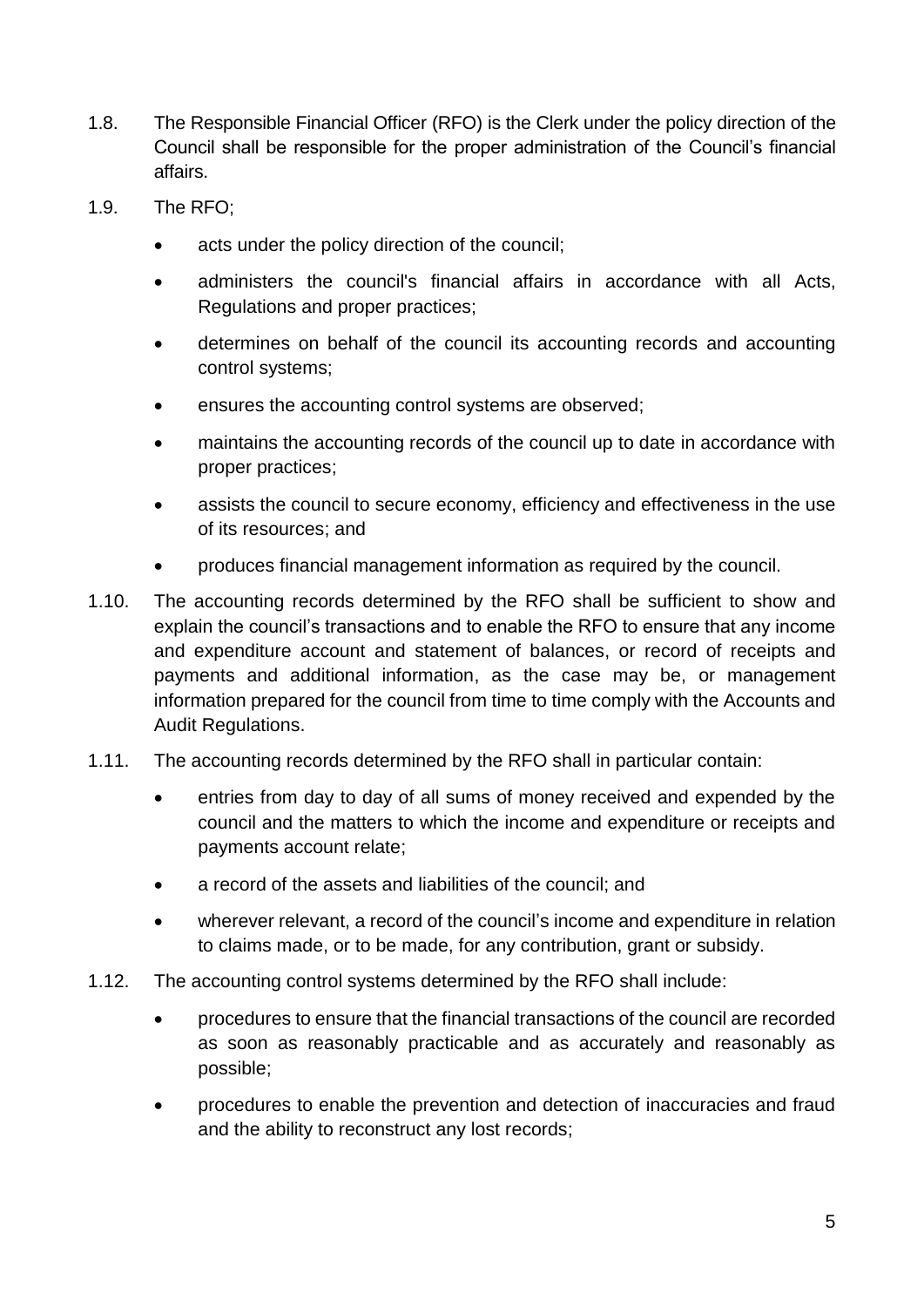1.8. The Responsible Financial Officer (RFO) is the Clerk under the policy direction of the Council shall be responsible for the proper administration of the Council's financial affairs.

1.9. The RFO;

- acts under the policy direction of the council;
- administers the council's financial affairs in accordance with all Acts, Regulations and proper practices;
- determines on behalf of the council its accounting records and accounting control systems;
- ensures the accounting control systems are observed;
- maintains the accounting records of the council up to date in accordance with proper practices;
- assists the council to secure economy, efficiency and effectiveness in the use of its resources; and
- produces financial management information as required by the council.

1.10. The accounting records determined by the RFO shall be sufficient to show and explain the council's transactions and to enable the RFO to ensure that any income and expenditure account and statement of balances, or record of receipts and payments and additional information, as the case may be, or management information prepared for the council from time to time comply with the Accounts and Audit Regulations.

1.11. The accounting records determined by the RFO shall in particular contain:

- entries from day to day of all sums of money received and expended by the council and the matters to which the income and expenditure or receipts and payments account relate;
- a record of the assets and liabilities of the council; and
- wherever relevant, a record of the council's income and expenditure in relation to claims made, or to be made, for any contribution, grant or subsidy.

1.12. The accounting control systems determined by the RFO shall include:

- procedures to ensure that the financial transactions of the council are recorded as soon as reasonably practicable and as accurately and reasonably as possible;
- procedures to enable the prevention and detection of inaccuracies and fraud and the ability to reconstruct any lost records;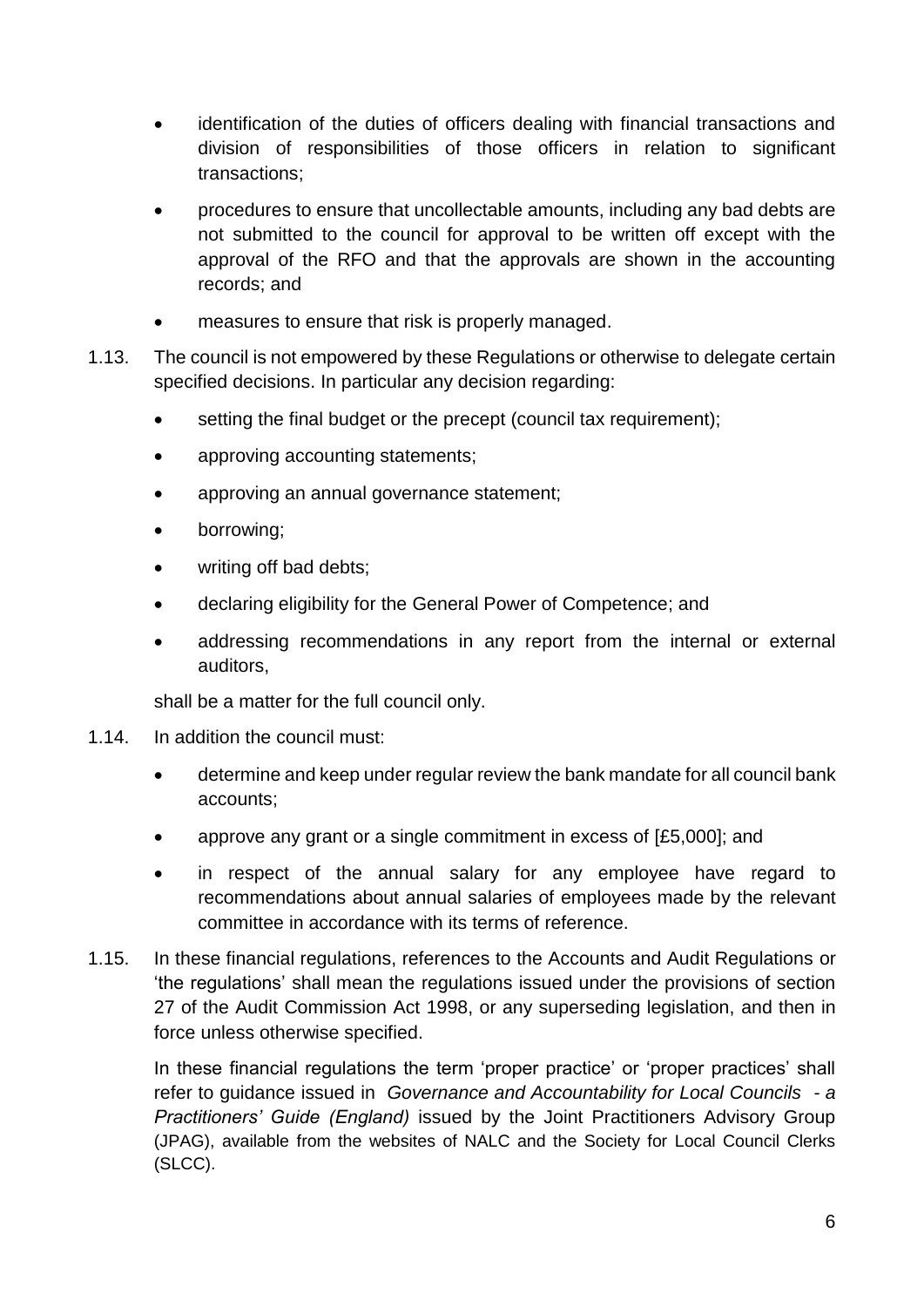- identification of the duties of officers dealing with financial transactions and division of responsibilities of those officers in relation to significant transactions;
- procedures to ensure that uncollectable amounts, including any bad debts are not submitted to the council for approval to be written off except with the approval of the RFO and that the approvals are shown in the accounting records; and
- measures to ensure that risk is properly managed.

1.13. The council is not empowered by these Regulations or otherwise to delegate certain specified decisions. In particular any decision regarding:

- setting the final budget or the precept (council tax requirement);
- approving accounting statements;
- approving an annual governance statement;
- borrowing;
- writing off bad debts;
- declaring eligibility for the General Power of Competence; and
- addressing recommendations in any report from the internal or external auditors,

shall be a matter for the full council only.

1.14. In addition the council must:

- determine and keep under regular review the bank mandate for all council bank accounts;
- approve any grant or a single commitment in excess of [£5,000]; and
- in respect of the annual salary for any employee have regard to recommendations about annual salaries of employees made by the relevant committee in accordance with its terms of reference.

1.15. In these financial regulations, references to the Accounts and Audit Regulations or 'the regulations' shall mean the regulations issued under the provisions of section 27 of the Audit Commission Act 1998, or any superseding legislation, and then in force unless otherwise specified.

In these financial regulations the term 'proper practice' or 'proper practices' shall refer to guidance issued in *Governance and Accountability for Local Councils - a Practitioners' Guide (England)* issued by the Joint Practitioners Advisory Group (JPAG), available from the websites of NALC and the Society for Local Council Clerks (SLCC).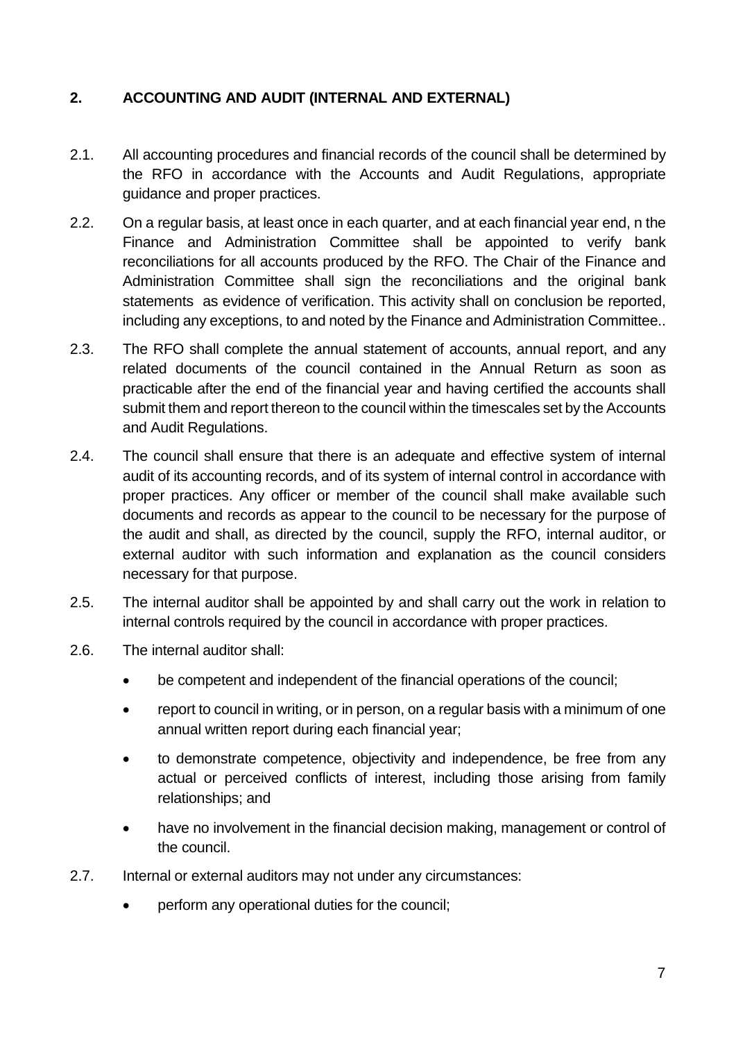## 2. ACCOUNTING AND AUDIT (INTERNAL AND EXTERNAL)

2.1. All accounting procedures and financial records of the council shall be determined by the RFO in accordance with the Accounts and Audit Regulations, appropriate guidance and proper practices.

2.2. On a regular basis, at least once in each quarter, and at each financial year end, n the Finance and Administration Committee shall be appointed to verify bank reconciliations for all accounts produced by the RFO. The Chair of the Finance and Administration Committee shall sign the reconciliations and the original bank statements as evidence of verification. This activity shall on conclusion be reported, including any exceptions, to and noted by the Finance and Administration Committee..

2.3. The RFO shall complete the annual statement of accounts, annual report, and any related documents of the council contained in the Annual Return as soon as practicable after the end of the financial year and having certified the accounts shall submit them and report thereon to the council within the timescales set by the Accounts and Audit Regulations.

2.4. The council shall ensure that there is an adequate and effective system of internal audit of its accounting records, and of its system of internal control in accordance with proper practices. Any officer or member of the council shall make available such documents and records as appear to the council to be necessary for the purpose of the audit and shall, as directed by the council, supply the RFO, internal auditor, or external auditor with such information and explanation as the council considers necessary for that purpose.

2.5. The internal auditor shall be appointed by and shall carry out the work in relation to internal controls required by the council in accordance with proper practices.

2.6. The internal auditor shall:

- be competent and independent of the financial operations of the council;
- report to council in writing, or in person, on a regular basis with a minimum of one annual written report during each financial year;
- to demonstrate competence, objectivity and independence, be free from any actual or perceived conflicts of interest, including those arising from family relationships; and
- have no involvement in the financial decision making, management or control of the council.

2.7. Internal or external auditors may not under any circumstances:

- perform any operational duties for the council;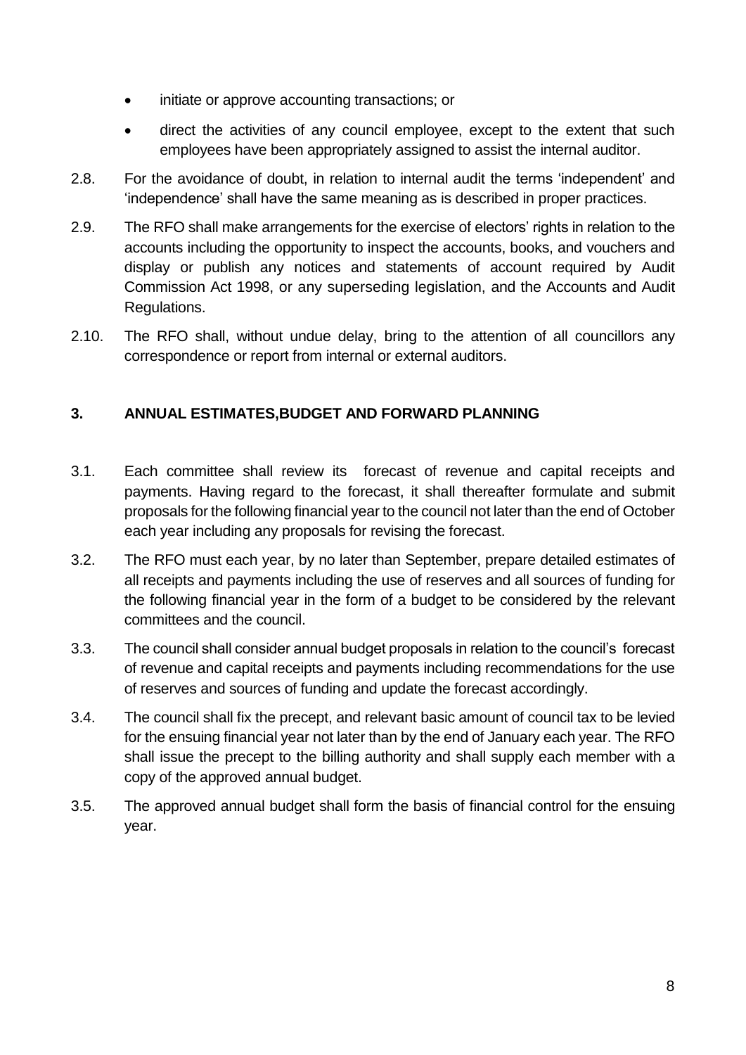- initiate or approve accounting transactions; or
- direct the activities of any council employee, except to the extent that such employees have been appropriately assigned to assist the internal auditor.

2.8. For the avoidance of doubt, in relation to internal audit the terms 'independent' and 'independence' shall have the same meaning as is described in proper practices.

2.9. The RFO shall make arrangements for the exercise of electors' rights in relation to the accounts including the opportunity to inspect the accounts, books, and vouchers and display or publish any notices and statements of account required by Audit Commission Act 1998, or any superseding legislation, and the Accounts and Audit Regulations.

2.10. The RFO shall, without undue delay, bring to the attention of all councillors any correspondence or report from internal or external auditors.

## 3. ANNUAL ESTIMATES,BUDGET AND FORWARD PLANNING

3.1. Each committee shall review its forecast of revenue and capital receipts and payments. Having regard to the forecast, it shall thereafter formulate and submit proposals for the following financial year to the council not later than the end of October each year including any proposals for revising the forecast.

3.2. The RFO must each year, by no later than September, prepare detailed estimates of all receipts and payments including the use of reserves and all sources of funding for the following financial year in the form of a budget to be considered by the relevant committees and the council.

3.3. The council shall consider annual budget proposals in relation to the council's forecast of revenue and capital receipts and payments including recommendations for the use of reserves and sources of funding and update the forecast accordingly.

3.4. The council shall fix the precept, and relevant basic amount of council tax to be levied for the ensuing financial year not later than by the end of January each year. The RFO shall issue the precept to the billing authority and shall supply each member with a copy of the approved annual budget.

3.5. The approved annual budget shall form the basis of financial control for the ensuing year.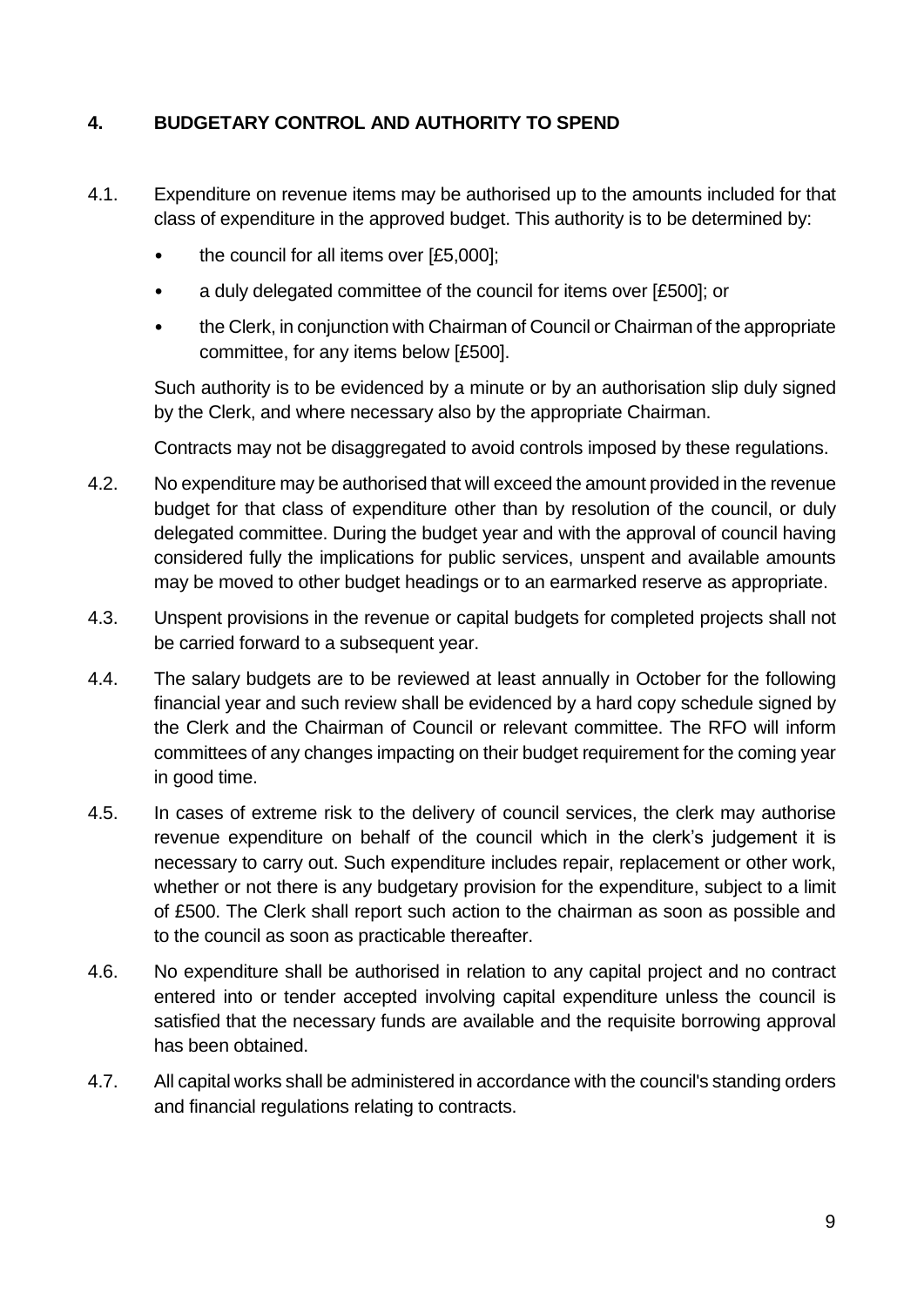## 4. BUDGETARY CONTROL AND AUTHORITY TO SPEND

4.1. Expenditure on revenue items may be authorised up to the amounts included for that class of expenditure in the approved budget. This authority is to be determined by:

- the council for all items over [£5,000];
- a duly delegated committee of the council for items over [£500]; or
- the Clerk, in conjunction with Chairman of Council or Chairman of the appropriate committee, for any items below [£500].

Such authority is to be evidenced by a minute or by an authorisation slip duly signed by the Clerk, and where necessary also by the appropriate Chairman.

Contracts may not be disaggregated to avoid controls imposed by these regulations.

4.2. No expenditure may be authorised that will exceed the amount provided in the revenue budget for that class of expenditure other than by resolution of the council, or duly delegated committee. During the budget year and with the approval of council having considered fully the implications for public services, unspent and available amounts may be moved to other budget headings or to an earmarked reserve as appropriate.

4.3. Unspent provisions in the revenue or capital budgets for completed projects shall not be carried forward to a subsequent year.

4.4. The salary budgets are to be reviewed at least annually in October for the following financial year and such review shall be evidenced by a hard copy schedule signed by the Clerk and the Chairman of Council or relevant committee. The RFO will inform committees of any changes impacting on their budget requirement for the coming year in good time.

4.5. In cases of extreme risk to the delivery of council services, the clerk may authorise revenue expenditure on behalf of the council which in the clerk's judgement it is necessary to carry out. Such expenditure includes repair, replacement or other work, whether or not there is any budgetary provision for the expenditure, subject to a limit of £500. The Clerk shall report such action to the chairman as soon as possible and to the council as soon as practicable thereafter.

4.6. No expenditure shall be authorised in relation to any capital project and no contract entered into or tender accepted involving capital expenditure unless the council is satisfied that the necessary funds are available and the requisite borrowing approval has been obtained.

4.7. All capital works shall be administered in accordance with the council's standing orders and financial regulations relating to contracts.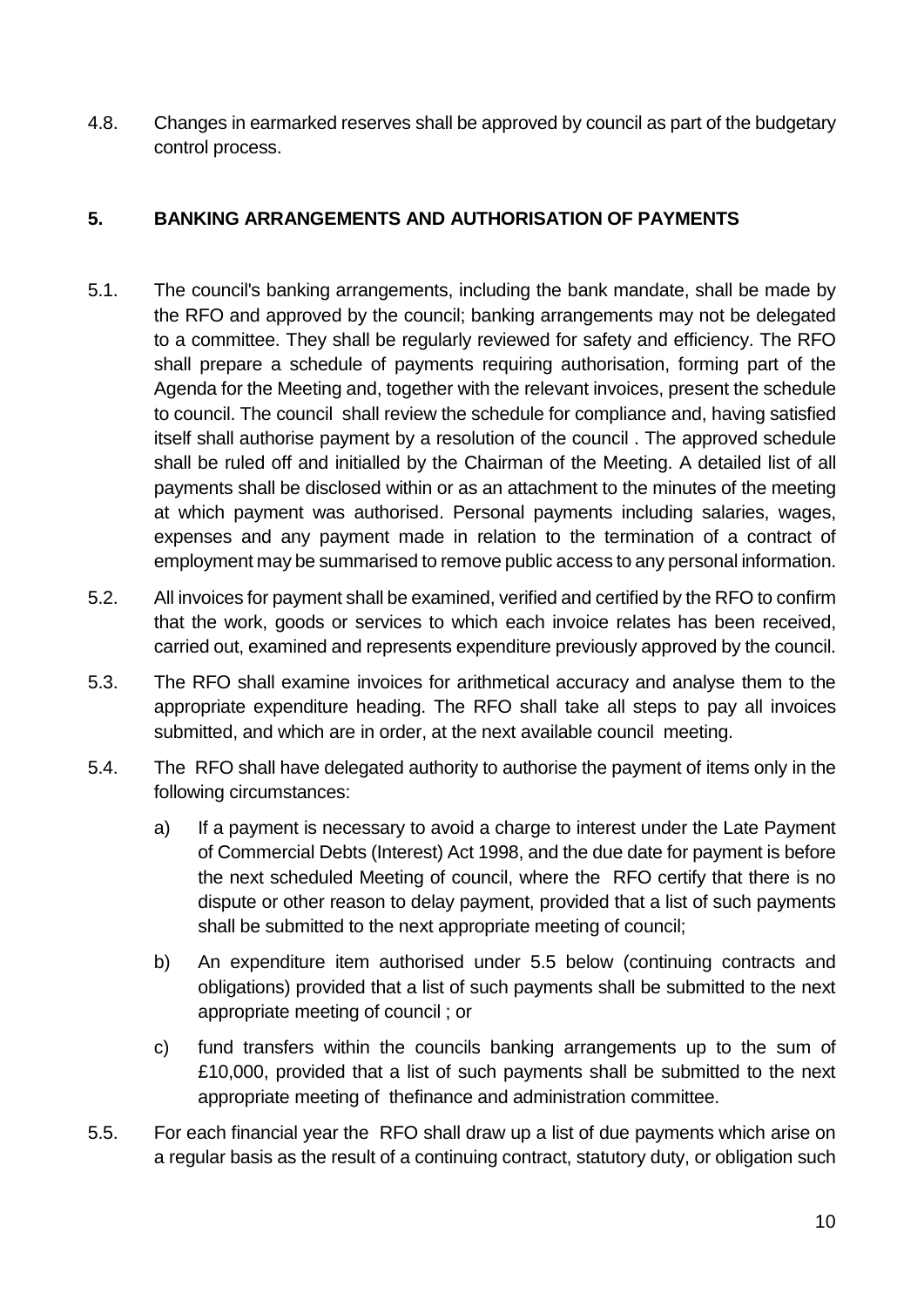4.8. Changes in earmarked reserves shall be approved by council as part of the budgetary control process.

## 5. BANKING ARRANGEMENTS AND AUTHORISATION OF PAYMENTS

5.1. The council's banking arrangements, including the bank mandate, shall be made by the RFO and approved by the council; banking arrangements may not be delegated to a committee. They shall be regularly reviewed for safety and efficiency. The RFO shall prepare a schedule of payments requiring authorisation, forming part of the Agenda for the Meeting and, together with the relevant invoices, present the schedule to council. The council shall review the schedule for compliance and, having satisfied itself shall authorise payment by a resolution of the council . The approved schedule shall be ruled off and initialled by the Chairman of the Meeting. A detailed list of all payments shall be disclosed within or as an attachment to the minutes of the meeting at which payment was authorised. Personal payments including salaries, wages, expenses and any payment made in relation to the termination of a contract of employment may be summarised to remove public access to any personal information.

5.2. All invoices for payment shall be examined, verified and certified by the RFO to confirm that the work, goods or services to which each invoice relates has been received, carried out, examined and represents expenditure previously approved by the council.

5.3. The RFO shall examine invoices for arithmetical accuracy and analyse them to the appropriate expenditure heading. The RFO shall take all steps to pay all invoices submitted, and which are in order, at the next available council meeting.

5.4. The RFO shall have delegated authority to authorise the payment of items only in the following circumstances:

a) If a payment is necessary to avoid a charge to interest under the Late Payment of Commercial Debts (Interest) Act 1998, and the due date for payment is before the next scheduled Meeting of council, where the RFO certify that there is no dispute or other reason to delay payment, provided that a list of such payments shall be submitted to the next appropriate meeting of council;

b) An expenditure item authorised under 5.5 below (continuing contracts and obligations) provided that a list of such payments shall be submitted to the next appropriate meeting of council ; or

c) fund transfers within the councils banking arrangements up to the sum of £10,000, provided that a list of such payments shall be submitted to the next appropriate meeting of thefinance and administration committee.

5.5. For each financial year the RFO shall draw up a list of due payments which arise on a regular basis as the result of a continuing contract, statutory duty, or obligation such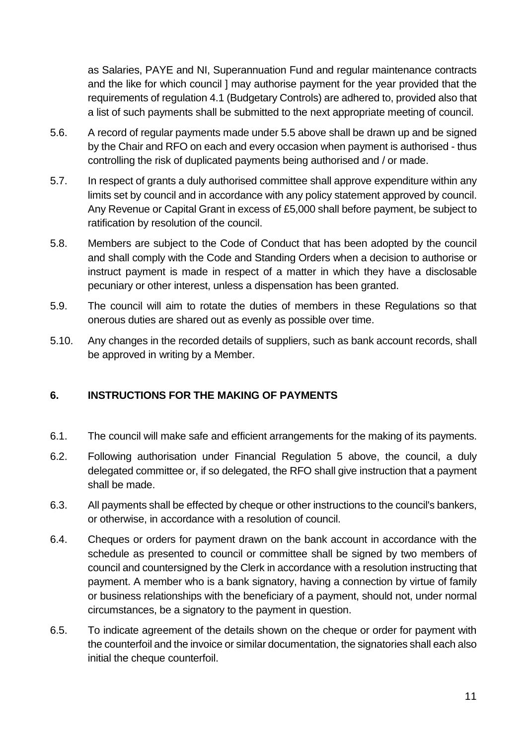as Salaries, PAYE and NI, Superannuation Fund and regular maintenance contracts and the like for which council ] may authorise payment for the year provided that the requirements of regulation 4.1 (Budgetary Controls) are adhered to, provided also that a list of such payments shall be submitted to the next appropriate meeting of council.

5.6. A record of regular payments made under 5.5 above shall be drawn up and be signed by the Chair and RFO on each and every occasion when payment is authorised - thus controlling the risk of duplicated payments being authorised and / or made.

5.7. In respect of grants a duly authorised committee shall approve expenditure within any limits set by council and in accordance with any policy statement approved by council. Any Revenue or Capital Grant in excess of £5,000 shall before payment, be subject to ratification by resolution of the council.

5.8. Members are subject to the Code of Conduct that has been adopted by the council and shall comply with the Code and Standing Orders when a decision to authorise or instruct payment is made in respect of a matter in which they have a disclosable pecuniary or other interest, unless a dispensation has been granted.

5.9. The council will aim to rotate the duties of members in these Regulations so that onerous duties are shared out as evenly as possible over time.

5.10. Any changes in the recorded details of suppliers, such as bank account records, shall be approved in writing by a Member.

## 6. INSTRUCTIONS FOR THE MAKING OF PAYMENTS

6.1. The council will make safe and efficient arrangements for the making of its payments.

6.2. Following authorisation under Financial Regulation 5 above, the council, a duly delegated committee or, if so delegated, the RFO shall give instruction that a payment shall be made.

6.3. All payments shall be effected by cheque or other instructions to the council's bankers, or otherwise, in accordance with a resolution of council.

6.4. Cheques or orders for payment drawn on the bank account in accordance with the schedule as presented to council or committee shall be signed by two members of council and countersigned by the Clerk in accordance with a resolution instructing that payment. A member who is a bank signatory, having a connection by virtue of family or business relationships with the beneficiary of a payment, should not, under normal circumstances, be a signatory to the payment in question.

6.5. To indicate agreement of the details shown on the cheque or order for payment with the counterfoil and the invoice or similar documentation, the signatories shall each also initial the cheque counterfoil.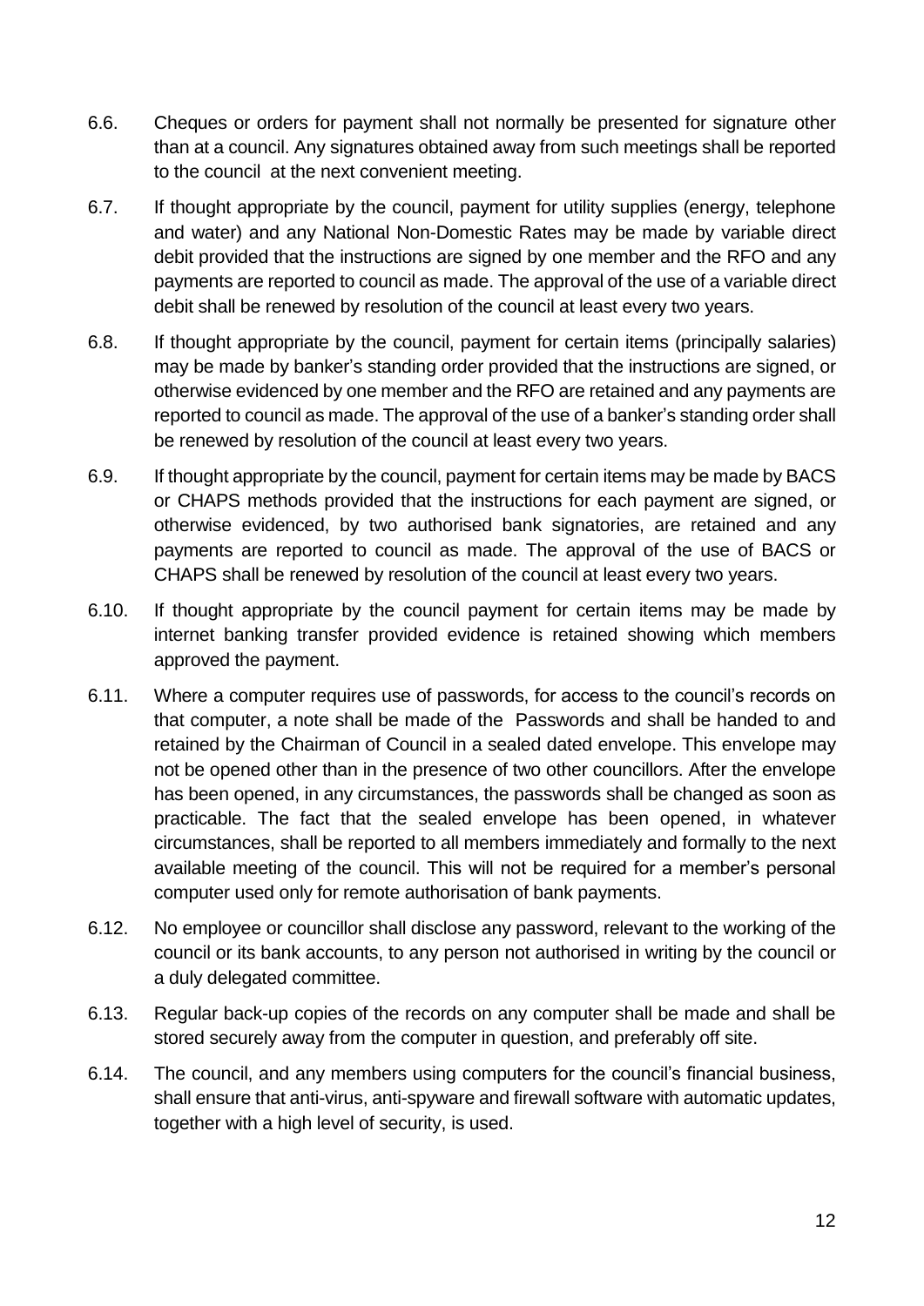6.6. Cheques or orders for payment shall not normally be presented for signature other than at a council. Any signatures obtained away from such meetings shall be reported to the council at the next convenient meeting.

6.7. If thought appropriate by the council, payment for utility supplies (energy, telephone and water) and any National Non-Domestic Rates may be made by variable direct debit provided that the instructions are signed by one member and the RFO and any payments are reported to council as made. The approval of the use of a variable direct debit shall be renewed by resolution of the council at least every two years.

6.8. If thought appropriate by the council, payment for certain items (principally salaries) may be made by banker's standing order provided that the instructions are signed, or otherwise evidenced by one member and the RFO are retained and any payments are reported to council as made. The approval of the use of a banker's standing order shall be renewed by resolution of the council at least every two years.

6.9. If thought appropriate by the council, payment for certain items may be made by BACS or CHAPS methods provided that the instructions for each payment are signed, or otherwise evidenced, by two authorised bank signatories, are retained and any payments are reported to council as made. The approval of the use of BACS or CHAPS shall be renewed by resolution of the council at least every two years.

6.10. If thought appropriate by the council payment for certain items may be made by internet banking transfer provided evidence is retained showing which members approved the payment.

6.11. Where a computer requires use of passwords, for access to the council's records on that computer, a note shall be made of the Passwords and shall be handed to and retained by the Chairman of Council in a sealed dated envelope. This envelope may not be opened other than in the presence of two other councillors. After the envelope has been opened, in any circumstances, the passwords shall be changed as soon as practicable. The fact that the sealed envelope has been opened, in whatever circumstances, shall be reported to all members immediately and formally to the next available meeting of the council. This will not be required for a member's personal computer used only for remote authorisation of bank payments.

6.12. No employee or councillor shall disclose any password, relevant to the working of the council or its bank accounts, to any person not authorised in writing by the council or a duly delegated committee.

6.13. Regular back-up copies of the records on any computer shall be made and shall be stored securely away from the computer in question, and preferably off site.

6.14. The council, and any members using computers for the council's financial business, shall ensure that anti-virus, anti-spyware and firewall software with automatic updates, together with a high level of security, is used.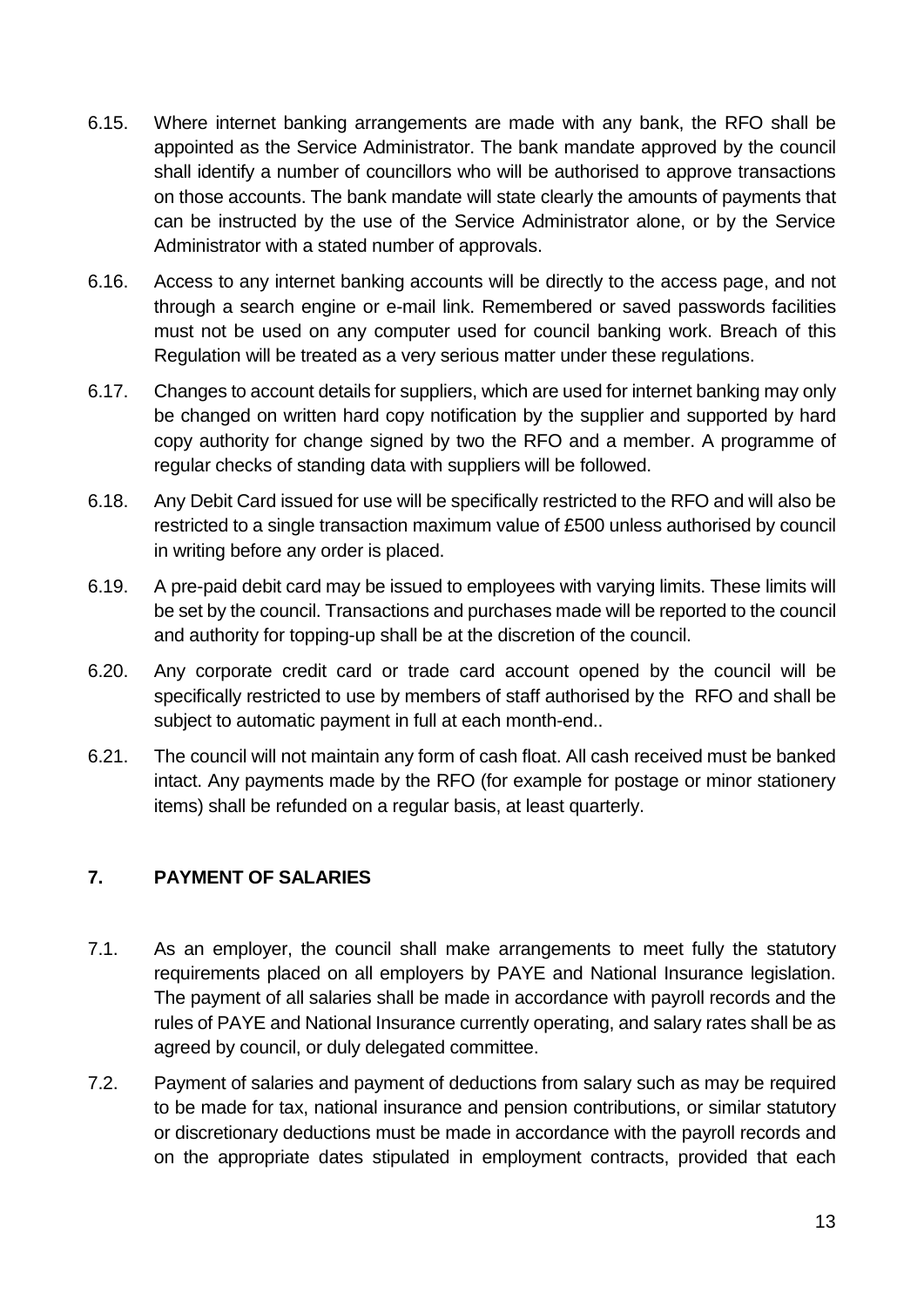6.15. Where internet banking arrangements are made with any bank, the RFO shall be appointed as the Service Administrator. The bank mandate approved by the council shall identify a number of councillors who will be authorised to approve transactions on those accounts. The bank mandate will state clearly the amounts of payments that can be instructed by the use of the Service Administrator alone, or by the Service Administrator with a stated number of approvals.

6.16. Access to any internet banking accounts will be directly to the access page, and not through a search engine or e-mail link. Remembered or saved passwords facilities must not be used on any computer used for council banking work. Breach of this Regulation will be treated as a very serious matter under these regulations.

6.17. Changes to account details for suppliers, which are used for internet banking may only be changed on written hard copy notification by the supplier and supported by hard copy authority for change signed by two the RFO and a member. A programme of regular checks of standing data with suppliers will be followed.

6.18. Any Debit Card issued for use will be specifically restricted to the RFO and will also be restricted to a single transaction maximum value of £500 unless authorised by council in writing before any order is placed.

6.19. A pre-paid debit card may be issued to employees with varying limits. These limits will be set by the council. Transactions and purchases made will be reported to the council and authority for topping-up shall be at the discretion of the council.

6.20. Any corporate credit card or trade card account opened by the council will be specifically restricted to use by members of staff authorised by the RFO and shall be subject to automatic payment in full at each month-end..

6.21. The council will not maintain any form of cash float. All cash received must be banked intact. Any payments made by the RFO (for example for postage or minor stationery items) shall be refunded on a regular basis, at least quarterly.

## 7. PAYMENT OF SALARIES

7.1. As an employer, the council shall make arrangements to meet fully the statutory requirements placed on all employers by PAYE and National Insurance legislation. The payment of all salaries shall be made in accordance with payroll records and the rules of PAYE and National Insurance currently operating, and salary rates shall be as agreed by council, or duly delegated committee.

7.2. Payment of salaries and payment of deductions from salary such as may be required to be made for tax, national insurance and pension contributions, or similar statutory or discretionary deductions must be made in accordance with the payroll records and on the appropriate dates stipulated in employment contracts, provided that each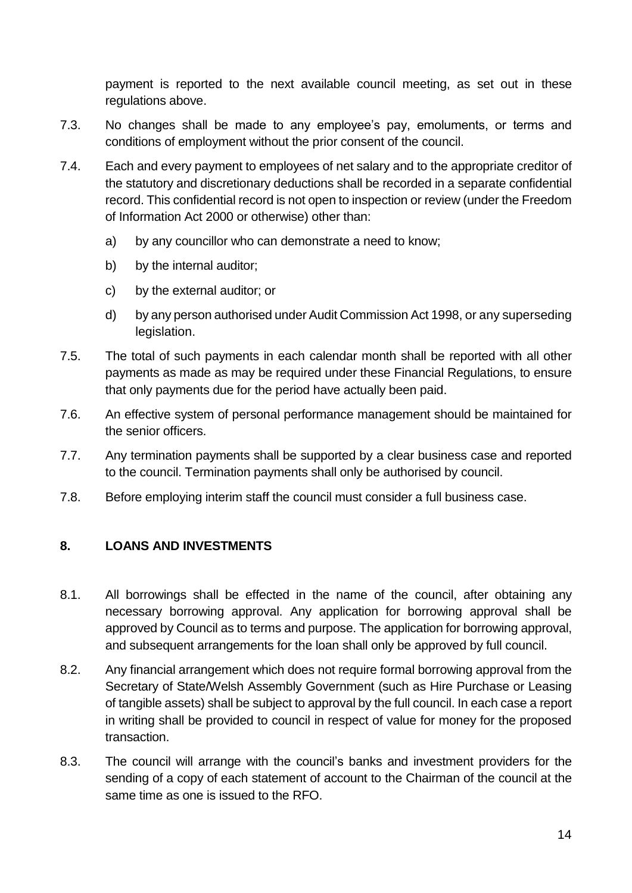payment is reported to the next available council meeting, as set out in these regulations above.

7.3. No changes shall be made to any employee's pay, emoluments, or terms and conditions of employment without the prior consent of the council.

7.4. Each and every payment to employees of net salary and to the appropriate creditor of the statutory and discretionary deductions shall be recorded in a separate confidential record. This confidential record is not open to inspection or review (under the Freedom of Information Act 2000 or otherwise) other than:

   a) by any councillor who can demonstrate a need to know;

   b) by the internal auditor;

   c) by the external auditor; or

   d) by any person authorised under Audit Commission Act 1998, or any superseding legislation.

7.5. The total of such payments in each calendar month shall be reported with all other payments as made as may be required under these Financial Regulations, to ensure that only payments due for the period have actually been paid.

7.6. An effective system of personal performance management should be maintained for the senior officers.

7.7. Any termination payments shall be supported by a clear business case and reported to the council. Termination payments shall only be authorised by council.

7.8. Before employing interim staff the council must consider a full business case.

## 8. LOANS AND INVESTMENTS

8.1. All borrowings shall be effected in the name of the council, after obtaining any necessary borrowing approval. Any application for borrowing approval shall be approved by Council as to terms and purpose. The application for borrowing approval, and subsequent arrangements for the loan shall only be approved by full council.

8.2. Any financial arrangement which does not require formal borrowing approval from the Secretary of State/Welsh Assembly Government (such as Hire Purchase or Leasing of tangible assets) shall be subject to approval by the full council. In each case a report in writing shall be provided to council in respect of value for money for the proposed transaction.

8.3. The council will arrange with the council's banks and investment providers for the sending of a copy of each statement of account to the Chairman of the council at the same time as one is issued to the RFO.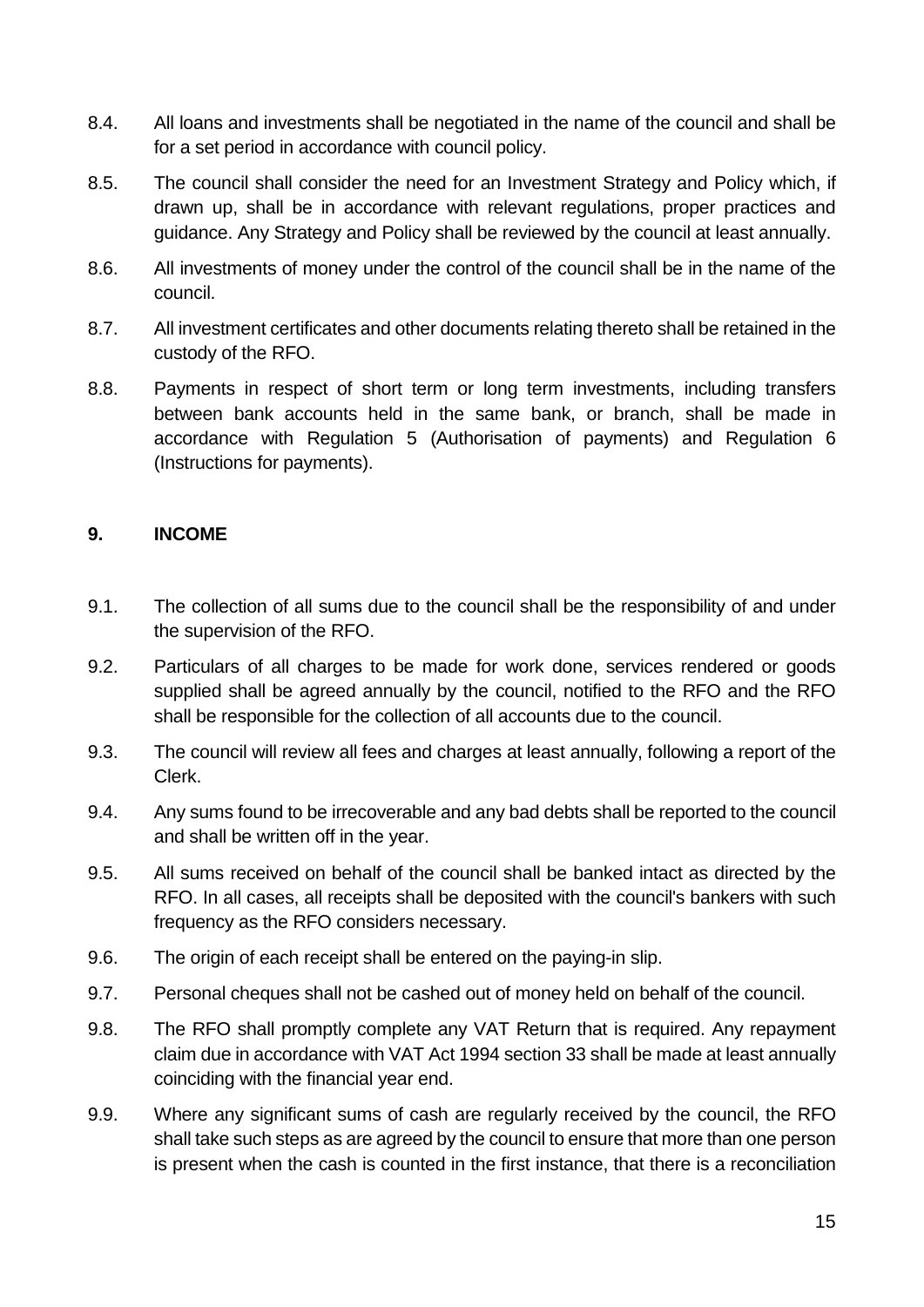8.4. All loans and investments shall be negotiated in the name of the council and shall be for a set period in accordance with council policy.

8.5. The council shall consider the need for an Investment Strategy and Policy which, if drawn up, shall be in accordance with relevant regulations, proper practices and guidance. Any Strategy and Policy shall be reviewed by the council at least annually.

8.6. All investments of money under the control of the council shall be in the name of the council.

8.7. All investment certificates and other documents relating thereto shall be retained in the custody of the RFO.

8.8. Payments in respect of short term or long term investments, including transfers between bank accounts held in the same bank, or branch, shall be made in accordance with Regulation 5 (Authorisation of payments) and Regulation 6 (Instructions for payments).

## 9. INCOME

9.1. The collection of all sums due to the council shall be the responsibility of and under the supervision of the RFO.

9.2. Particulars of all charges to be made for work done, services rendered or goods supplied shall be agreed annually by the council, notified to the RFO and the RFO shall be responsible for the collection of all accounts due to the council.

9.3. The council will review all fees and charges at least annually, following a report of the Clerk.

9.4. Any sums found to be irrecoverable and any bad debts shall be reported to the council and shall be written off in the year.

9.5. All sums received on behalf of the council shall be banked intact as directed by the RFO. In all cases, all receipts shall be deposited with the council's bankers with such frequency as the RFO considers necessary.

9.6. The origin of each receipt shall be entered on the paying-in slip.

9.7. Personal cheques shall not be cashed out of money held on behalf of the council.

9.8. The RFO shall promptly complete any VAT Return that is required. Any repayment claim due in accordance with VAT Act 1994 section 33 shall be made at least annually coinciding with the financial year end.

9.9. Where any significant sums of cash are regularly received by the council, the RFO shall take such steps as are agreed by the council to ensure that more than one person is present when the cash is counted in the first instance, that there is a reconciliation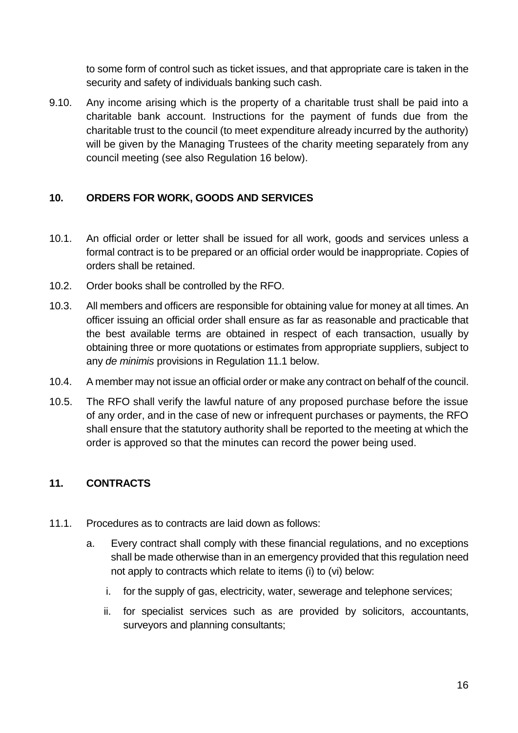to some form of control such as ticket issues, and that appropriate care is taken in the security and safety of individuals banking such cash.

9.10. Any income arising which is the property of a charitable trust shall be paid into a charitable bank account. Instructions for the payment of funds due from the charitable trust to the council (to meet expenditure already incurred by the authority) will be given by the Managing Trustees of the charity meeting separately from any council meeting (see also Regulation 16 below).

## 10. ORDERS FOR WORK, GOODS AND SERVICES

10.1. An official order or letter shall be issued for all work, goods and services unless a formal contract is to be prepared or an official order would be inappropriate. Copies of orders shall be retained.

10.2. Order books shall be controlled by the RFO.

10.3. All members and officers are responsible for obtaining value for money at all times. An officer issuing an official order shall ensure as far as reasonable and practicable that the best available terms are obtained in respect of each transaction, usually by obtaining three or more quotations or estimates from appropriate suppliers, subject to any *de minimis* provisions in Regulation 11.1 below.

10.4. A member may not issue an official order or make any contract on behalf of the council.

10.5. The RFO shall verify the lawful nature of any proposed purchase before the issue of any order, and in the case of new or infrequent purchases or payments, the RFO shall ensure that the statutory authority shall be reported to the meeting at which the order is approved so that the minutes can record the power being used.

## 11. CONTRACTS

11.1. Procedures as to contracts are laid down as follows:

a. Every contract shall comply with these financial regulations, and no exceptions shall be made otherwise than in an emergency provided that this regulation need not apply to contracts which relate to items (i) to (vi) below:

   i. for the supply of gas, electricity, water, sewerage and telephone services;

   ii. for specialist services such as are provided by solicitors, accountants, surveyors and planning consultants;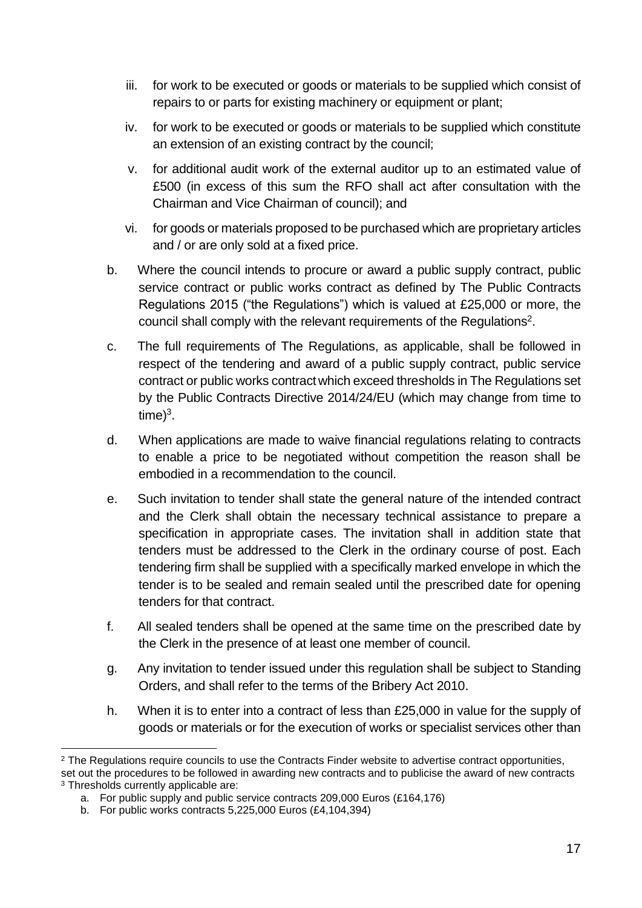iii. for work to be executed or goods or materials to be supplied which consist of repairs to or parts for existing machinery or equipment or plant;

  iv. for work to be executed or goods or materials to be supplied which constitute an extension of an existing contract by the council;

  v. for additional audit work of the external auditor up to an estimated value of £500 (in excess of this sum the RFO shall act after consultation with the Chairman and Vice Chairman of council); and

  vi. for goods or materials proposed to be purchased which are proprietary articles and / or are only sold at a fixed price.

b. Where the council intends to procure or award a public supply contract, public service contract or public works contract as defined by The Public Contracts Regulations 2015 ("the Regulations") which is valued at £25,000 or more, the council shall comply with the relevant requirements of the Regulations[2].

c. The full requirements of The Regulations, as applicable, shall be followed in respect of the tendering and award of a public supply contract, public service contract or public works contract which exceed thresholds in The Regulations set by the Public Contracts Directive 2014/24/EU (which may change from time to time)[3].

d. When applications are made to waive financial regulations relating to contracts to enable a price to be negotiated without competition the reason shall be embodied in a recommendation to the council.

e. Such invitation to tender shall state the general nature of the intended contract and the Clerk shall obtain the necessary technical assistance to prepare a specification in appropriate cases. The invitation shall in addition state that tenders must be addressed to the Clerk in the ordinary course of post. Each tendering firm shall be supplied with a specifically marked envelope in which the tender is to be sealed and remain sealed until the prescribed date for opening tenders for that contract.

f. All sealed tenders shall be opened at the same time on the prescribed date by the Clerk in the presence of at least one member of council.

g. Any invitation to tender issued under this regulation shall be subject to Standing Orders, and shall refer to the terms of the Bribery Act 2010.

h. When it is to enter into a contract of less than £25,000 in value for the supply of goods or materials or for the execution of works or specialist services other than

---

[2] The Regulations require councils to use the Contracts Finder website to advertise contract opportunities, set out the procedures to be followed in awarding new contracts and to publicise the award of new contracts

[3] Thresholds currently applicable are:

  a. For public supply and public service contracts 209,000 Euros (£164,176)
  b. For public works contracts 5,225,000 Euros (£4,104,394)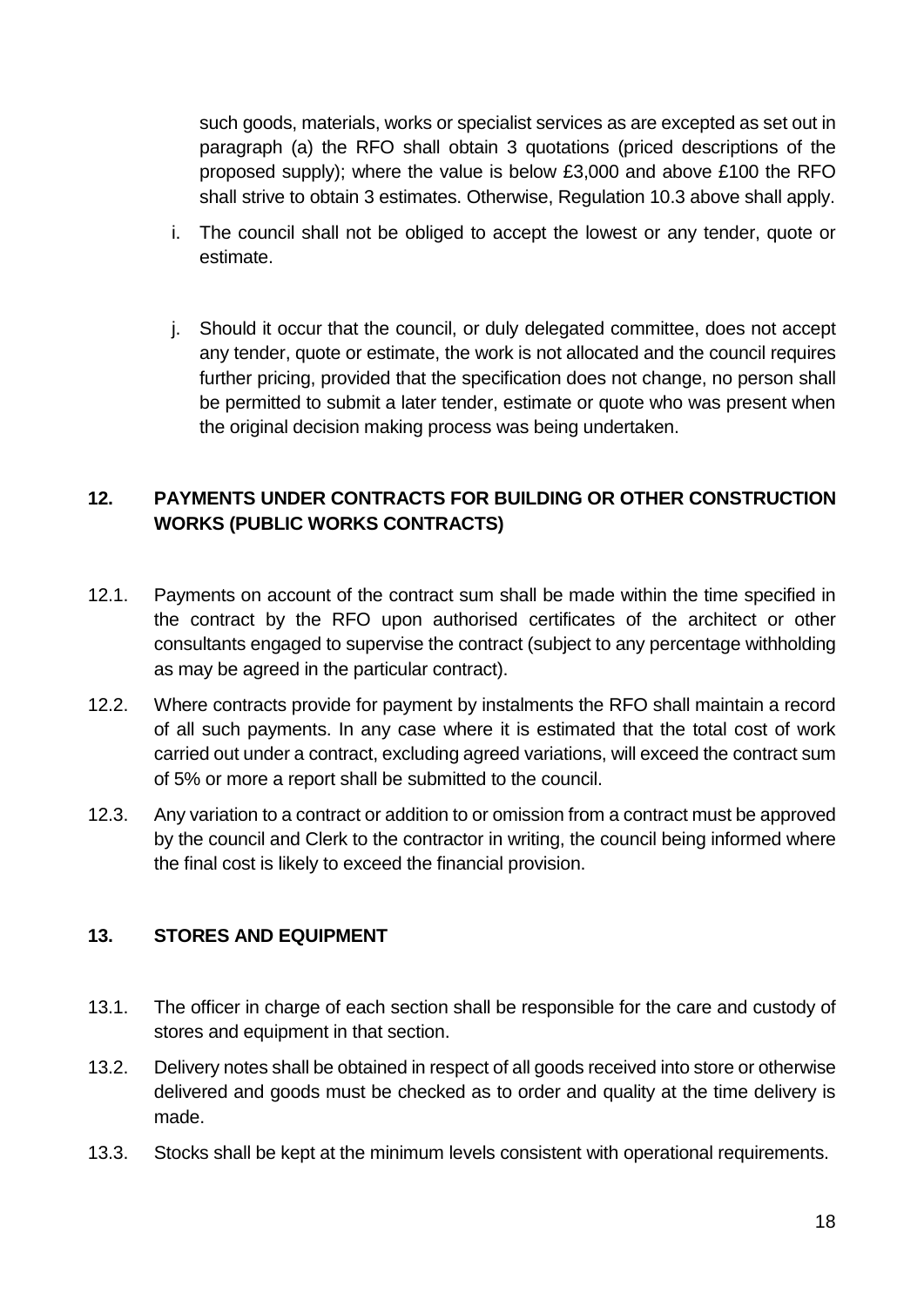such goods, materials, works or specialist services as are excepted as set out in paragraph (a) the RFO shall obtain 3 quotations (priced descriptions of the proposed supply); where the value is below £3,000 and above £100 the RFO shall strive to obtain 3 estimates. Otherwise, Regulation 10.3 above shall apply.

i. The council shall not be obliged to accept the lowest or any tender, quote or estimate.

j. Should it occur that the council, or duly delegated committee, does not accept any tender, quote or estimate, the work is not allocated and the council requires further pricing, provided that the specification does not change, no person shall be permitted to submit a later tender, estimate or quote who was present when the original decision making process was being undertaken.

## 12. PAYMENTS UNDER CONTRACTS FOR BUILDING OR OTHER CONSTRUCTION WORKS (PUBLIC WORKS CONTRACTS)

12.1. Payments on account of the contract sum shall be made within the time specified in the contract by the RFO upon authorised certificates of the architect or other consultants engaged to supervise the contract (subject to any percentage withholding as may be agreed in the particular contract).

12.2. Where contracts provide for payment by instalments the RFO shall maintain a record of all such payments. In any case where it is estimated that the total cost of work carried out under a contract, excluding agreed variations, will exceed the contract sum of 5% or more a report shall be submitted to the council.

12.3. Any variation to a contract or addition to or omission from a contract must be approved by the council and Clerk to the contractor in writing, the council being informed where the final cost is likely to exceed the financial provision.

## 13. STORES AND EQUIPMENT

13.1. The officer in charge of each section shall be responsible for the care and custody of stores and equipment in that section.

13.2. Delivery notes shall be obtained in respect of all goods received into store or otherwise delivered and goods must be checked as to order and quality at the time delivery is made.

13.3. Stocks shall be kept at the minimum levels consistent with operational requirements.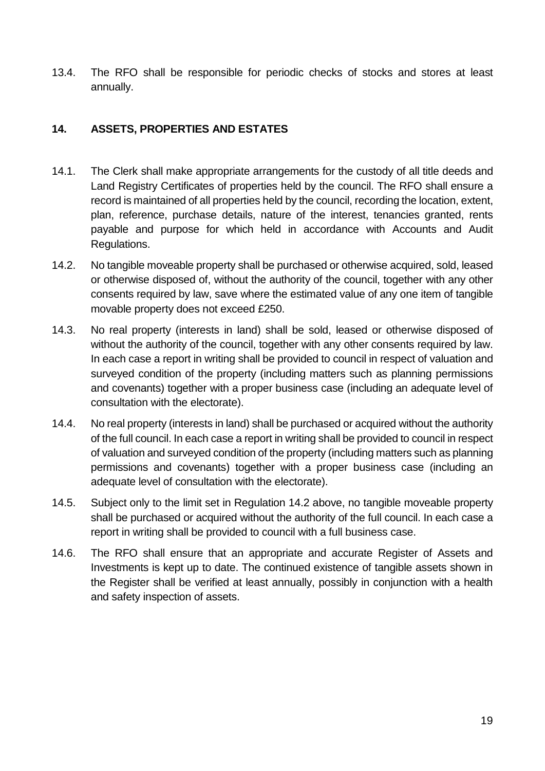13.4. The RFO shall be responsible for periodic checks of stocks and stores at least annually.

## 14. ASSETS, PROPERTIES AND ESTATES

14.1. The Clerk shall make appropriate arrangements for the custody of all title deeds and Land Registry Certificates of properties held by the council. The RFO shall ensure a record is maintained of all properties held by the council, recording the location, extent, plan, reference, purchase details, nature of the interest, tenancies granted, rents payable and purpose for which held in accordance with Accounts and Audit Regulations.

14.2. No tangible moveable property shall be purchased or otherwise acquired, sold, leased or otherwise disposed of, without the authority of the council, together with any other consents required by law, save where the estimated value of any one item of tangible movable property does not exceed £250.

14.3. No real property (interests in land) shall be sold, leased or otherwise disposed of without the authority of the council, together with any other consents required by law. In each case a report in writing shall be provided to council in respect of valuation and surveyed condition of the property (including matters such as planning permissions and covenants) together with a proper business case (including an adequate level of consultation with the electorate).

14.4. No real property (interests in land) shall be purchased or acquired without the authority of the full council. In each case a report in writing shall be provided to council in respect of valuation and surveyed condition of the property (including matters such as planning permissions and covenants) together with a proper business case (including an adequate level of consultation with the electorate).

14.5. Subject only to the limit set in Regulation 14.2 above, no tangible moveable property shall be purchased or acquired without the authority of the full council. In each case a report in writing shall be provided to council with a full business case.

14.6. The RFO shall ensure that an appropriate and accurate Register of Assets and Investments is kept up to date. The continued existence of tangible assets shown in the Register shall be verified at least annually, possibly in conjunction with a health and safety inspection of assets.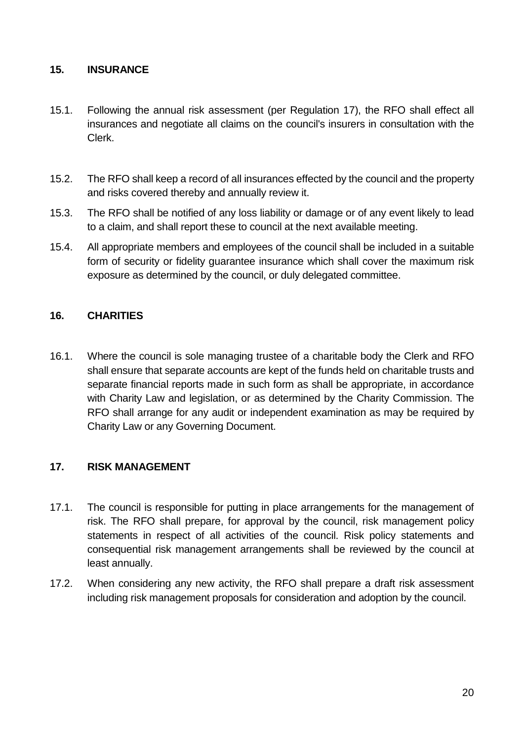## 15. INSURANCE

15.1. Following the annual risk assessment (per Regulation 17), the RFO shall effect all insurances and negotiate all claims on the council's insurers in consultation with the Clerk.

15.2. The RFO shall keep a record of all insurances effected by the council and the property and risks covered thereby and annually review it.

15.3. The RFO shall be notified of any loss liability or damage or of any event likely to lead to a claim, and shall report these to council at the next available meeting.

15.4. All appropriate members and employees of the council shall be included in a suitable form of security or fidelity guarantee insurance which shall cover the maximum risk exposure as determined by the council, or duly delegated committee.

## 16. CHARITIES

16.1. Where the council is sole managing trustee of a charitable body the Clerk and RFO shall ensure that separate accounts are kept of the funds held on charitable trusts and separate financial reports made in such form as shall be appropriate, in accordance with Charity Law and legislation, or as determined by the Charity Commission. The RFO shall arrange for any audit or independent examination as may be required by Charity Law or any Governing Document.

## 17. RISK MANAGEMENT

17.1. The council is responsible for putting in place arrangements for the management of risk. The RFO shall prepare, for approval by the council, risk management policy statements in respect of all activities of the council. Risk policy statements and consequential risk management arrangements shall be reviewed by the council at least annually.

17.2. When considering any new activity, the RFO shall prepare a draft risk assessment including risk management proposals for consideration and adoption by the council.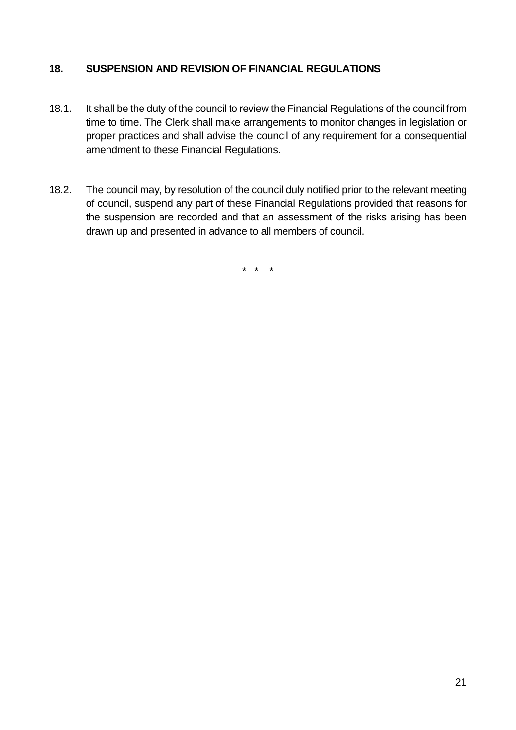## 18. SUSPENSION AND REVISION OF FINANCIAL REGULATIONS

18.1. It shall be the duty of the council to review the Financial Regulations of the council from time to time. The Clerk shall make arrangements to monitor changes in legislation or proper practices and shall advise the council of any requirement for a consequential amendment to these Financial Regulations.

18.2. The council may, by resolution of the council duly notified prior to the relevant meeting of council, suspend any part of these Financial Regulations provided that reasons for the suspension are recorded and that an assessment of the risks arising has been drawn up and presented in advance to all members of council.

\* \* \*